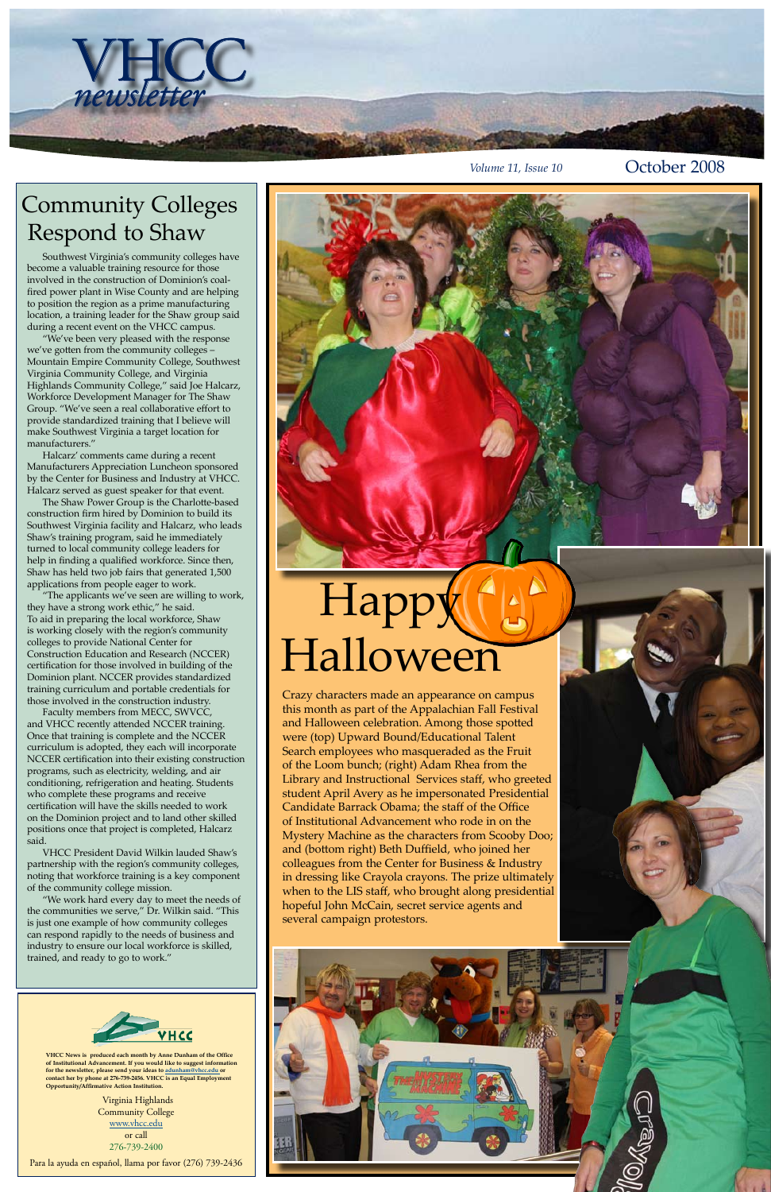# VHCC newsletter

*Volume 11, Issue 10* October 2008

## Community Colleges Respond to Shaw

Southwest Virginia's community colleges have become a valuable training resource for those involved in the construction of Dominion's coal-fired power plant in Wise County and are helping to position the region as a prime manufacturing location, a training leader for the Shaw group said during a recent event on the VHCC campus.

"We've been very pleased with the response we've gotten from the community colleges – Mountain Empire Community College, Southwest Virginia Community College, and Virginia Highlands Community College," said Joe Halcarz, Workforce Development Manager for The Shaw Group. "We've seen a real collaborative effort to provide standardized training that I believe will make Southwest Virginia a target location for manufacturers."

Halcarz' comments came during a recent Manufacturers Appreciation Luncheon sponsored by the Center for Business and Industry at VHCC. Halcarz served as guest speaker for that event.

The Shaw Power Group is the Charlotte-based construction firm hired by Dominion to build its Southwest Virginia facility and Halcarz, who leads Shaw's training program, said he immediately turned to local community college leaders for help in finding a qualified workforce. Since then, Shaw has held two job fairs that generated 1,500 applications from people eager to work.

"The applicants we've seen are willing to work, they have a strong work ethic," he said.

To aid in preparing the local workforce, Shaw is working closely with the region's community colleges to provide National Center for Construction Education and Research (NCCER) certification for those involved in building of the Dominion plant. NCCER provides standardized training curriculum and portable credentials for those involved in the construction industry.

Faculty members from MECC, SWVCC, and VHCC recently attended NCCER training. Once that training is complete and the NCCER curriculum is adopted, they each will incorporate NCCER certification into their existing construction programs, such as electricity, welding, and air conditioning, refrigeration and heating. Students who complete these programs and receive certification will have the skills needed to work on the Dominion project and to land other skilled positions once that project is completed, Halcarz said.

VHCC President David Wilkin lauded Shaw's partnership with the region's community colleges, noting that workforce training is a key component of the community college mission.

"We work hard every day to meet the needs of the communities we serve," Dr. Wilkin said. "This is just one example of how community colleges can respond rapidly to the needs of business and industry to ensure our local workforce is skilled, trained, and ready to go to work."

## Happy Halloween

Crazy characters made an appearance on campus this month as part of the Appalachian Fall Festival and Halloween celebration. Among those spotted were (top) Upward Bound/Educational Talent Search employees who masqueraded as the Fruit of the Loom bunch; (right) Adam Rhea from the Library and Instructional Services staff, who greeted student April Avery as he impersonated Presidential Candidate Barrack Obama; the staff of the Office of Institutional Advancement who rode in on the Mystery Machine as the characters from Scooby Doo; and (bottom right) Beth Duffield, who joined her colleagues from the Center for Business & Industry in dressing like Crayola crayons. The prize ultimately went to the LIS staff, who brought along presidential hopeful John McCain, secret service agents and several campaign protestors.

---

**VHCC News is produced each month by Anne Dunham of the Office of Institutional Advancement. If you would like to suggest information for the newsletter, please send your ideas to adunham@vhcc.edu or contact her by phone at 276-739-2456. VHCC is an Equal Employment Opportunity/Affirmative Action Institution.**

Virginia Highlands Community College
www.vhcc.edu
or call
276-739-2400

Para la ayuda en español, llama por favor (276) 739-2436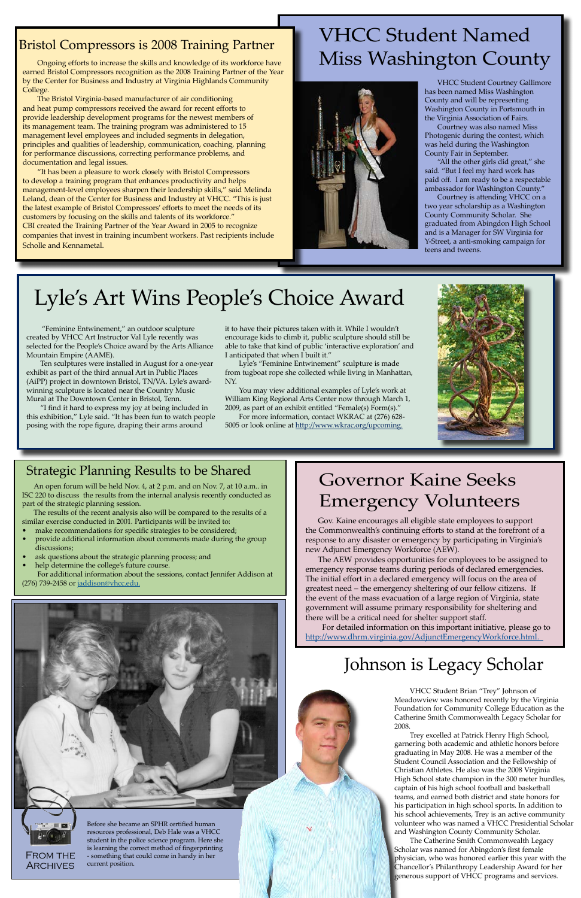## Bristol Compressors is 2008 Training Partner

Ongoing efforts to increase the skills and knowledge of its workforce have earned Bristol Compressors recognition as the 2008 Training Partner of the Year by the Center for Business and Industry at Virginia Highlands Community College.

The Bristol Virginia-based manufacturer of air conditioning and heat pump compressors received the award for recent efforts to provide leadership development programs for the newest members of its management team. The training program was administered to 15 management level employees and included segments in delegation, principles and qualities of leadership, communication, coaching, planning for performance discussions, correcting performance problems, and documentation and legal issues.

"It has been a pleasure to work closely with Bristol Compressors to develop a training program that enhances productivity and helps management-level employees sharpen their leadership skills," said Melinda Leland, dean of the Center for Business and Industry at VHCC. "This is just the latest example of Bristol Compressors' efforts to meet the needs of its customers by focusing on the skills and talents of its workforce."

CBI created the Training Partner of the Year Award in 2005 to recognize companies that invest in training incumbent workers. Past recipients include Scholle and Kennametal.

## VHCC Student Named Miss Washington County

VHCC Student Courtney Gallimore has been named Miss Washington County and will be representing Washington County in Portsmouth in the Virginia Association of Fairs.

Courtney was also named Miss Photogenic during the contest, which was held during the Washington County Fair in September.

"All the other girls did great," she said. "But I feel my hard work has paid off. I am ready to be a respectable ambassador for Washington County."

Courtney is attending VHCC on a two year scholarship as a Washington County Community Scholar. She graduated from Abingdon High School and is a Manager for SW Virginia for Y-Street, a anti-smoking campaign for teens and tweens.

## Lyle's Art Wins People's Choice Award

"Feminine Entwinement," an outdoor sculpture created by VHCC Art Instructor Val Lyle recently was selected for the People's Choice award by the Arts Alliance Mountain Empire (AAME).

Ten sculptures were installed in August for a one-year exhibit as part of the third annual Art in Public Places (AiPP) project in downtown Bristol, TN/VA. Lyle's award-winning sculpture is located near the Country Music Mural at The Downtown Center in Bristol, Tenn.

"I find it hard to express my joy at being included in this exhibition," Lyle said. "It has been fun to watch people posing with the rope figure, draping their arms around it to have their pictures taken with it. While I wouldn't encourage kids to climb it, public sculpture should still be able to take that kind of public 'interactive exploration' and I anticipated that when I built it."

Lyle's "Feminine Entwinement" sculpture is made from tugboat rope she collected while living in Manhattan, NY.

You may view additional examples of Lyle's work at William King Regional Arts Center now through March 1, 2009, as part of an exhibit entitled "Female(s) Form(s)."

For more information, contact WKRAC at (276) 628-5005 or look online at http://www.wkrac.org/upcoming.

## Strategic Planning Results to be Shared

An open forum will be held Nov. 4, at 2 p.m. and on Nov. 7, at 10 a.m.. in ISC 220 to discuss the results from the internal analysis recently conducted as part of the strategic planning session.

The results of the recent analysis also will be compared to the results of a similar exercise conducted in 2001. Participants will be invited to:

- make recommendations for specific strategies to be considered;
- provide additional information about comments made during the group discussions;
- ask questions about the strategic planning process; and
- help determine the college's future course.

For additional information about the sessions, contact Jennifer Addison at (276) 739-2458 or jaddison@vhcc.edu.

## Governor Kaine Seeks Emergency Volunteers

Gov. Kaine encourages all eligible state employees to support the Commonwealth's continuing efforts to stand at the forefront of a response to any disaster or emergency by participating in Virginia's new Adjunct Emergency Workforce (AEW).

The AEW provides opportunities for employees to be assigned to emergency response teams during periods of declared emergencies. The initial effort in a declared emergency will focus on the area of greatest need – the emergency sheltering of our fellow citizens. If the event of the mass evacuation of a large region of Virginia, state government will assume primary responsibility for sheltering and there will be a critical need for shelter support staff.

For detailed information on this important initiative, please go to http://www.dhrm.virginia.gov/AdjunctEmergencyWorkforce.html.

## From the Archives

Before she became an SPHR certified human resources professional, Deb Hale was a VHCC student in the police science program. Here she is learning the correct method of fingerprinting - something that could come in handy in her current position.

## Johnson is Legacy Scholar

VHCC Student Brian "Trey" Johnson of Meadowview was honored recently by the Virginia Foundation for Community College Education as the Catherine Smith Commonwealth Legacy Scholar for 2008.

Trey excelled at Patrick Henry High School, garnering both academic and athletic honors before graduating in May 2008. He was a member of the Student Council Association and the Fellowship of Christian Athletes. He also was the 2008 Virginia High School state champion in the 300 meter hurdles, captain of his high school football and basketball teams, and earned both district and state honors for his participation in high school sports. In addition to his school achievements, Trey is an active community volunteer who was named a VHCC Presidential Scholar and Washington County Community Scholar.

The Catherine Smith Commonwealth Legacy Scholar was named for Abingdon's first female physician, who was honored earlier this year with the Chancellor's Philanthropy Leadership Award for her generous support of VHCC programs and services.